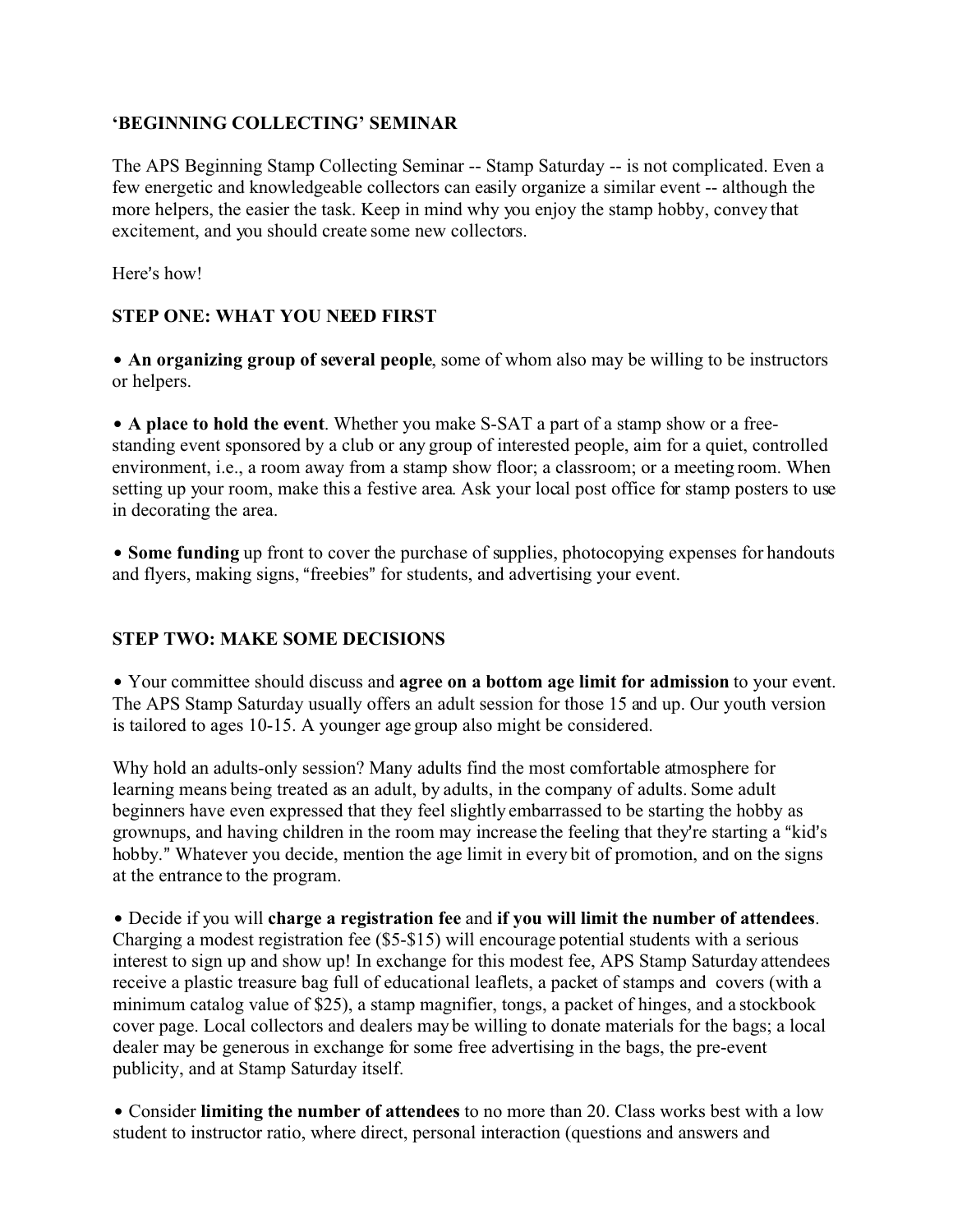## 'BEGINNING COLLECTING' SEMINAR

The APS Beginning Stamp Collecting Seminar -- Stamp Saturday -- is not complicated. Even a few energetic and knowledgeable collectors can easily organize a similar event -- although the more helpers, the easier the task. Keep in mind why you enjoy the stamp hobby, convey that excitement, and you should create some new collectors.

Here's how!

### STEP ONE: WHAT YOU NEED FIRST

- **An organizing group of several people**, some of whom also may be willing to be instructors or helpers.

- **A place to hold the event**. Whether you make S-SAT a part of a stamp show or a free-standing event sponsored by a club or any group of interested people, aim for a quiet, controlled environment, i.e., a room away from a stamp show floor; a classroom; or a meeting room. When setting up your room, make this a festive area. Ask your local post office for stamp posters to use in decorating the area.

- **Some funding** up front to cover the purchase of supplies, photocopying expenses for handouts and flyers, making signs, "freebies" for students, and advertising your event.

### STEP TWO: MAKE SOME DECISIONS

- Your committee should discuss and **agree on a bottom age limit for admission** to your event. The APS Stamp Saturday usually offers an adult session for those 15 and up. Our youth version is tailored to ages 10-15. A younger age group also might be considered.

Why hold an adults-only session? Many adults find the most comfortable atmosphere for learning means being treated as an adult, by adults, in the company of adults. Some adult beginners have even expressed that they feel slightly embarrassed to be starting the hobby as grownups, and having children in the room may increase the feeling that they're starting a "kid's hobby." Whatever you decide, mention the age limit in every bit of promotion, and on the signs at the entrance to the program.

- Decide if you will **charge a registration fee** and **if you will limit the number of attendees**. Charging a modest registration fee ($5-$15) will encourage potential students with a serious interest to sign up and show up! In exchange for this modest fee, APS Stamp Saturday attendees receive a plastic treasure bag full of educational leaflets, a packet of stamps and covers (with a minimum catalog value of $25), a stamp magnifier, tongs, a packet of hinges, and a stockbook cover page. Local collectors and dealers may be willing to donate materials for the bags; a local dealer may be generous in exchange for some free advertising in the bags, the pre-event publicity, and at Stamp Saturday itself.

- Consider **limiting the number of attendees** to no more than 20. Class works best with a low student to instructor ratio, where direct, personal interaction (questions and answers and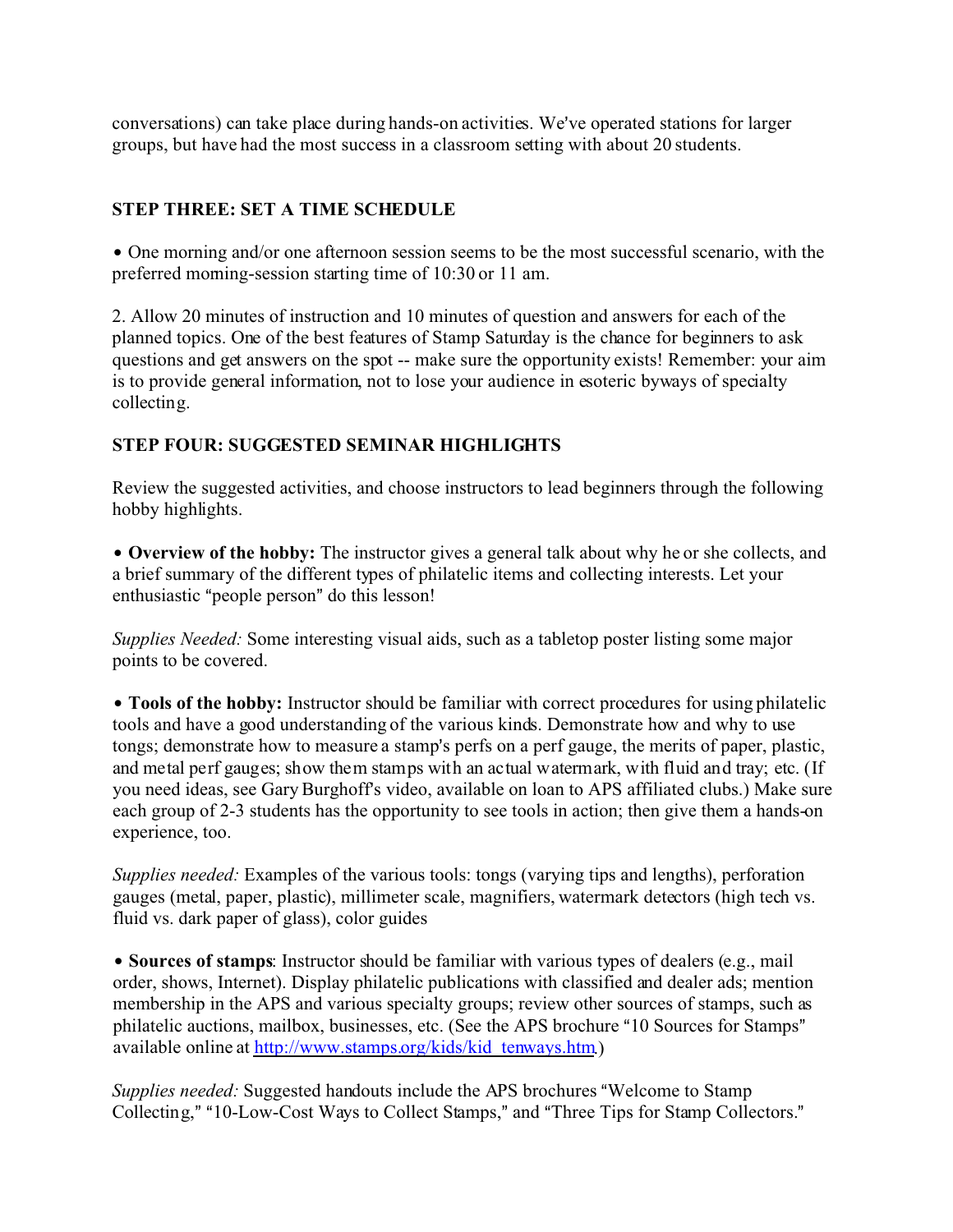conversations) can take place during hands-on activities. We've operated stations for larger groups, but have had the most success in a classroom setting with about 20 students.

**STEP THREE: SET A TIME SCHEDULE**

• One morning and/or one afternoon session seems to be the most successful scenario, with the preferred morning-session starting time of 10:30 or 11 am.

2. Allow 20 minutes of instruction and 10 minutes of question and answers for each of the planned topics. One of the best features of Stamp Saturday is the chance for beginners to ask questions and get answers on the spot -- make sure the opportunity exists! Remember: your aim is to provide general information, not to lose your audience in esoteric byways of specialty collecting.

**STEP FOUR: SUGGESTED SEMINAR HIGHLIGHTS**

Review the suggested activities, and choose instructors to lead beginners through the following hobby highlights.

• **Overview of the hobby:** The instructor gives a general talk about why he or she collects, and a brief summary of the different types of philatelic items and collecting interests. Let your enthusiastic "people person" do this lesson!

*Supplies Needed:* Some interesting visual aids, such as a tabletop poster listing some major points to be covered.

• **Tools of the hobby:** Instructor should be familiar with correct procedures for using philatelic tools and have a good understanding of the various kinds. Demonstrate how and why to use tongs; demonstrate how to measure a stamp's perfs on a perf gauge, the merits of paper, plastic, and metal perf gauges; show them stamps with an actual watermark, with fluid and tray; etc. (If you need ideas, see Gary Burghoff's video, available on loan to APS affiliated clubs.) Make sure each group of 2-3 students has the opportunity to see tools in action; then give them a hands-on experience, too.

*Supplies needed:* Examples of the various tools: tongs (varying tips and lengths), perforation gauges (metal, paper, plastic), millimeter scale, magnifiers, watermark detectors (high tech vs. fluid vs. dark paper of glass), color guides

• **Sources of stamps**: Instructor should be familiar with various types of dealers (e.g., mail order, shows, Internet). Display philatelic publications with classified and dealer ads; mention membership in the APS and various specialty groups; review other sources of stamps, such as philatelic auctions, mailbox, businesses, etc. (See the APS brochure "10 Sources for Stamps" available online at http://www.stamps.org/kids/kid_tenways.htm.)

*Supplies needed:* Suggested handouts include the APS brochures "Welcome to Stamp Collecting," "10-Low-Cost Ways to Collect Stamps," and "Three Tips for Stamp Collectors."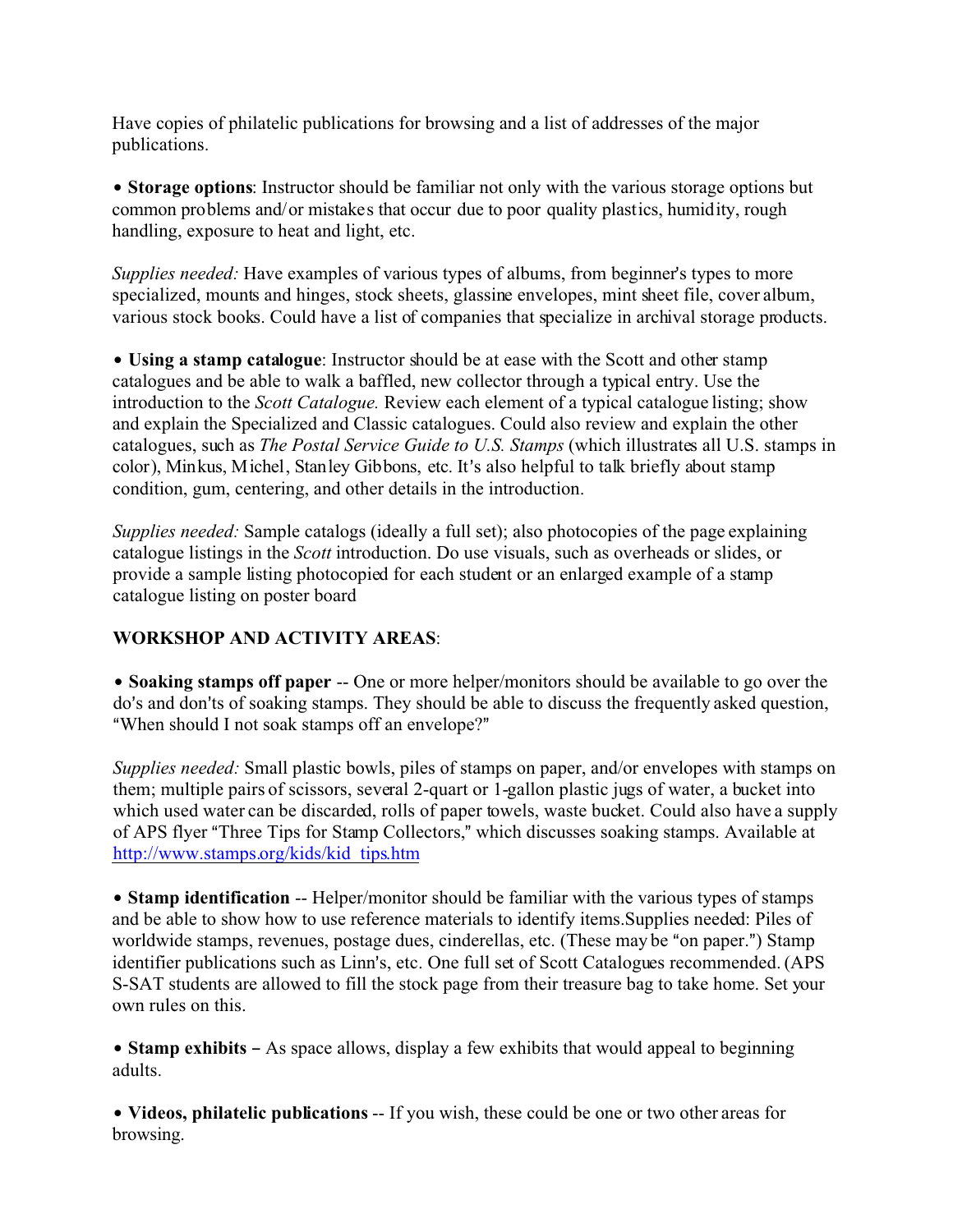Have copies of philatelic publications for browsing and a list of addresses of the major publications.

• **Storage options**: Instructor should be familiar not only with the various storage options but common problems and/or mistakes that occur due to poor quality plastics, humidity, rough handling, exposure to heat and light, etc.

*Supplies needed:* Have examples of various types of albums, from beginner's types to more specialized, mounts and hinges, stock sheets, glassine envelopes, mint sheet file, cover album, various stock books. Could have a list of companies that specialize in archival storage products.

• **Using a stamp catalogue**: Instructor should be at ease with the Scott and other stamp catalogues and be able to walk a baffled, new collector through a typical entry. Use the introduction to the *Scott Catalogue.* Review each element of a typical catalogue listing; show and explain the Specialized and Classic catalogues. Could also review and explain the other catalogues, such as *The Postal Service Guide to U.S. Stamps* (which illustrates all U.S. stamps in color), Minkus, Michel, Stanley Gibbons, etc. It's also helpful to talk briefly about stamp condition, gum, centering, and other details in the introduction.

*Supplies needed:* Sample catalogs (ideally a full set); also photocopies of the page explaining catalogue listings in the *Scott* introduction. Do use visuals, such as overheads or slides, or provide a sample listing photocopied for each student or an enlarged example of a stamp catalogue listing on poster board

**WORKSHOP AND ACTIVITY AREAS**:

• **Soaking stamps off paper** -- One or more helper/monitors should be available to go over the do's and don'ts of soaking stamps. They should be able to discuss the frequently asked question, "When should I not soak stamps off an envelope?"

*Supplies needed:* Small plastic bowls, piles of stamps on paper, and/or envelopes with stamps on them; multiple pairs of scissors, several 2-quart or 1-gallon plastic jugs of water, a bucket into which used water can be discarded, rolls of paper towels, waste bucket. Could also have a supply of APS flyer "Three Tips for Stamp Collectors," which discusses soaking stamps. Available at http://www.stamps.org/kids/kid_tips.htm

• **Stamp identification** -- Helper/monitor should be familiar with the various types of stamps and be able to show how to use reference materials to identify items.Supplies needed: Piles of worldwide stamps, revenues, postage dues, cinderellas, etc. (These may be "on paper.") Stamp identifier publications such as Linn's, etc. One full set of Scott Catalogues recommended. (APS S-SAT students are allowed to fill the stock page from their treasure bag to take home. Set your own rules on this.

• **Stamp exhibits –** As space allows, display a few exhibits that would appeal to beginning adults.

• **Videos, philatelic publications** -- If you wish, these could be one or two other areas for browsing.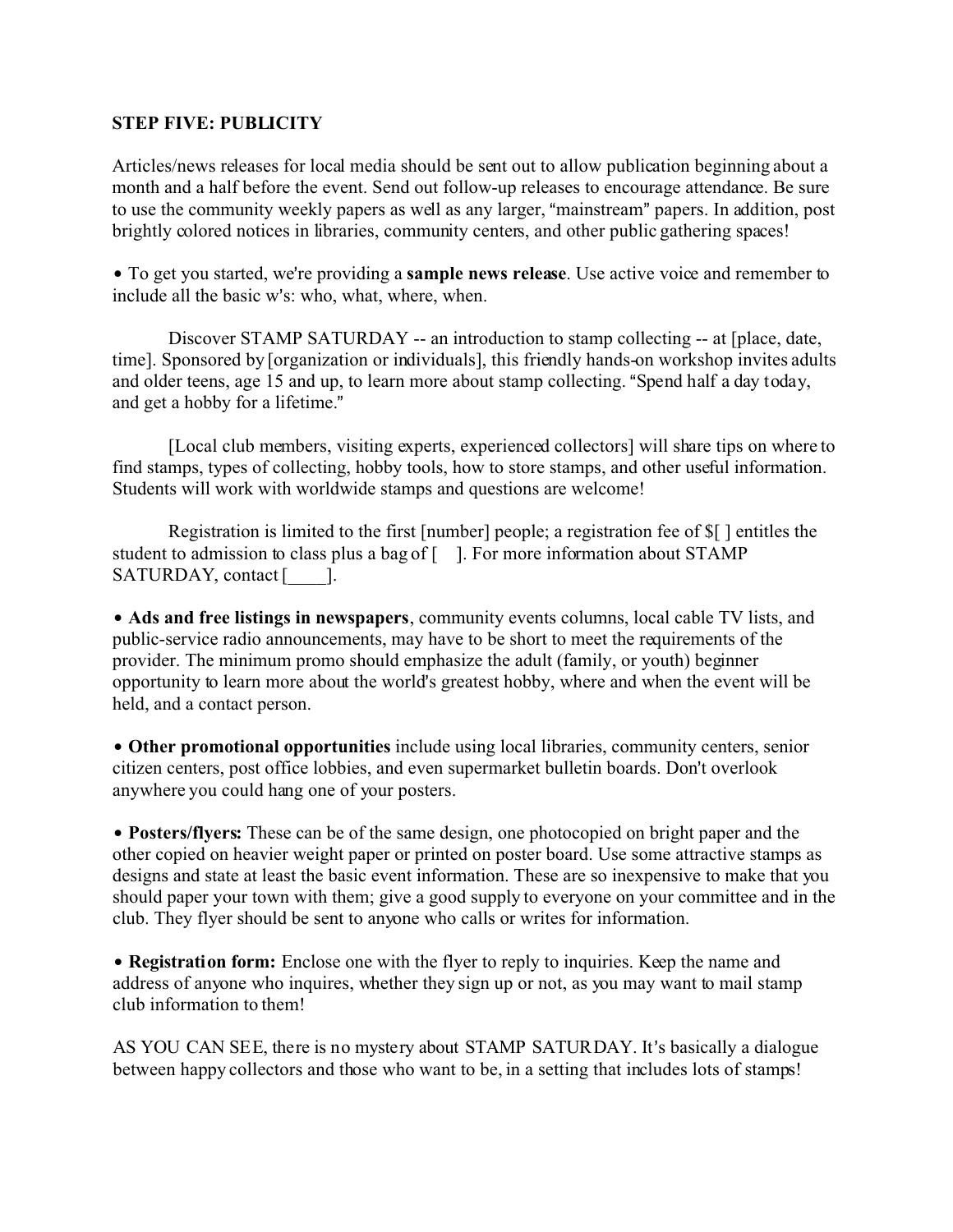**STEP FIVE: PUBLICITY**

Articles/news releases for local media should be sent out to allow publication beginning about a month and a half before the event. Send out follow-up releases to encourage attendance. Be sure to use the community weekly papers as well as any larger, "mainstream" papers. In addition, post brightly colored notices in libraries, community centers, and other public gathering spaces!

• To get you started, we're providing a **sample news release**. Use active voice and remember to include all the basic w's: who, what, where, when.

Discover STAMP SATURDAY -- an introduction to stamp collecting -- at [place, date, time]. Sponsored by [organization or individuals], this friendly hands-on workshop invites adults and older teens, age 15 and up, to learn more about stamp collecting. "Spend half a day today, and get a hobby for a lifetime."

[Local club members, visiting experts, experienced collectors] will share tips on where to find stamps, types of collecting, hobby tools, how to store stamps, and other useful information. Students will work with worldwide stamps and questions are welcome!

Registration is limited to the first [number] people; a registration fee of $[ ] entitles the student to admission to class plus a bag of [ ]. For more information about STAMP SATURDAY, contact [____].

• **Ads and free listings in newspapers**, community events columns, local cable TV lists, and public-service radio announcements, may have to be short to meet the requirements of the provider. The minimum promo should emphasize the adult (family, or youth) beginner opportunity to learn more about the world's greatest hobby, where and when the event will be held, and a contact person.

• **Other promotional opportunities** include using local libraries, community centers, senior citizen centers, post office lobbies, and even supermarket bulletin boards. Don't overlook anywhere you could hang one of your posters.

• **Posters/flyers:** These can be of the same design, one photocopied on bright paper and the other copied on heavier weight paper or printed on poster board. Use some attractive stamps as designs and state at least the basic event information. These are so inexpensive to make that you should paper your town with them; give a good supply to everyone on your committee and in the club. They flyer should be sent to anyone who calls or writes for information.

• **Registration form:** Enclose one with the flyer to reply to inquiries. Keep the name and address of anyone who inquires, whether they sign up or not, as you may want to mail stamp club information to them!

AS YOU CAN SEE, there is no mystery about STAMP SATURDAY. It's basically a dialogue between happy collectors and those who want to be, in a setting that includes lots of stamps!